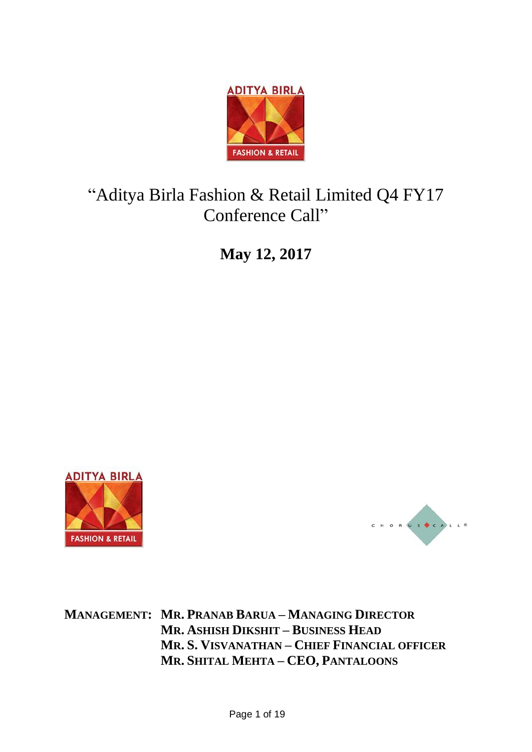# "Aditya Birla Fashion & Retail Limited Q4 FY17 Conference Call"

**May 12, 2017**

**MANAGEMENT:** **MR. PRANAB BARUA – MANAGING DIRECTOR**
**MR. ASHISH DIKSHIT – BUSINESS HEAD**
**MR. S. VISVANATHAN – CHIEF FINANCIAL OFFICER**
**MR. SHITAL MEHTA – CEO, PANTALOONS**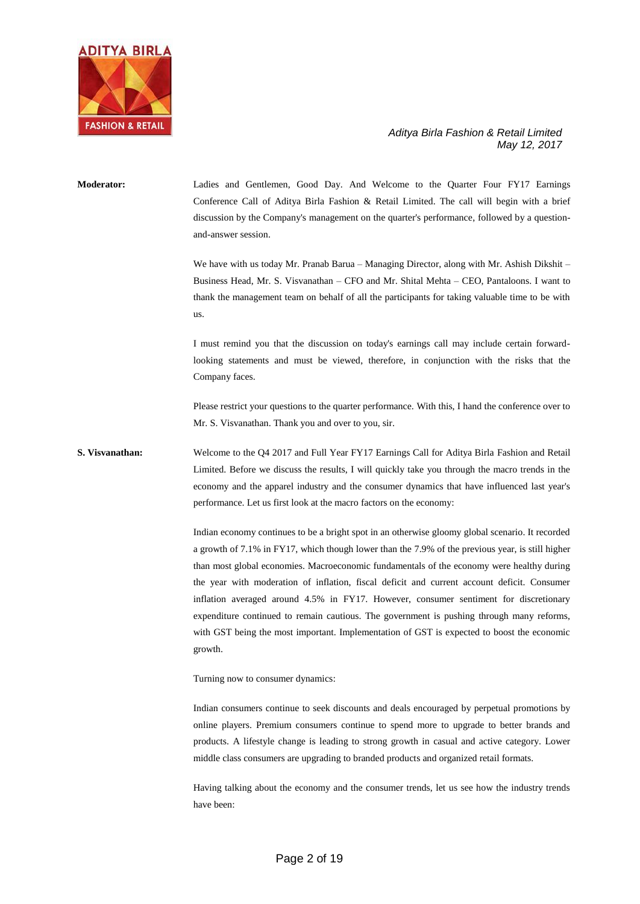**Moderator:** Ladies and Gentlemen, Good Day. And Welcome to the Quarter Four FY17 Earnings Conference Call of Aditya Birla Fashion & Retail Limited. The call will begin with a brief discussion by the Company's management on the quarter's performance, followed by a question-and-answer session.

We have with us today Mr. Pranab Barua – Managing Director, along with Mr. Ashish Dikshit – Business Head, Mr. S. Visvanathan – CFO and Mr. Shital Mehta – CEO, Pantaloons. I want to thank the management team on behalf of all the participants for taking valuable time to be with us.

I must remind you that the discussion on today's earnings call may include certain forward-looking statements and must be viewed, therefore, in conjunction with the risks that the Company faces.

Please restrict your questions to the quarter performance. With this, I hand the conference over to Mr. S. Visvanathan. Thank you and over to you, sir.

**S. Visvanathan:** Welcome to the Q4 2017 and Full Year FY17 Earnings Call for Aditya Birla Fashion and Retail Limited. Before we discuss the results, I will quickly take you through the macro trends in the economy and the apparel industry and the consumer dynamics that have influenced last year's performance. Let us first look at the macro factors on the economy:

Indian economy continues to be a bright spot in an otherwise gloomy global scenario. It recorded a growth of 7.1% in FY17, which though lower than the 7.9% of the previous year, is still higher than most global economies. Macroeconomic fundamentals of the economy were healthy during the year with moderation of inflation, fiscal deficit and current account deficit. Consumer inflation averaged around 4.5% in FY17. However, consumer sentiment for discretionary expenditure continued to remain cautious. The government is pushing through many reforms, with GST being the most important. Implementation of GST is expected to boost the economic growth.

Turning now to consumer dynamics:

Indian consumers continue to seek discounts and deals encouraged by perpetual promotions by online players. Premium consumers continue to spend more to upgrade to better brands and products. A lifestyle change is leading to strong growth in casual and active category. Lower middle class consumers are upgrading to branded products and organized retail formats.

Having talking about the economy and the consumer trends, let us see how the industry trends have been: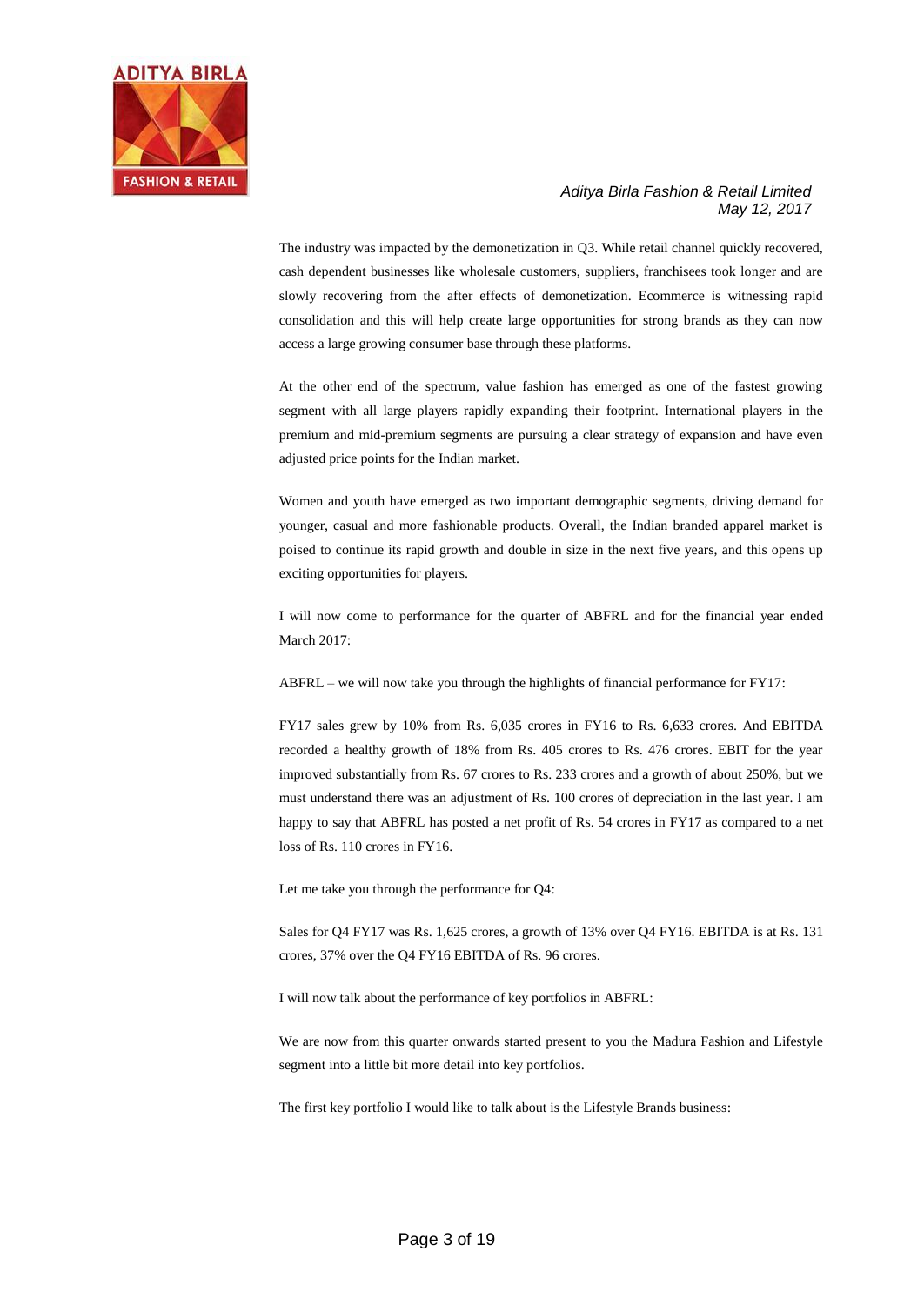The industry was impacted by the demonetization in Q3. While retail channel quickly recovered, cash dependent businesses like wholesale customers, suppliers, franchisees took longer and are slowly recovering from the after effects of demonetization. Ecommerce is witnessing rapid consolidation and this will help create large opportunities for strong brands as they can now access a large growing consumer base through these platforms.

At the other end of the spectrum, value fashion has emerged as one of the fastest growing segment with all large players rapidly expanding their footprint. International players in the premium and mid-premium segments are pursuing a clear strategy of expansion and have even adjusted price points for the Indian market.

Women and youth have emerged as two important demographic segments, driving demand for younger, casual and more fashionable products. Overall, the Indian branded apparel market is poised to continue its rapid growth and double in size in the next five years, and this opens up exciting opportunities for players.

I will now come to performance for the quarter of ABFRL and for the financial year ended March 2017:

ABFRL – we will now take you through the highlights of financial performance for FY17:

FY17 sales grew by 10% from Rs. 6,035 crores in FY16 to Rs. 6,633 crores. And EBITDA recorded a healthy growth of 18% from Rs. 405 crores to Rs. 476 crores. EBIT for the year improved substantially from Rs. 67 crores to Rs. 233 crores and a growth of about 250%, but we must understand there was an adjustment of Rs. 100 crores of depreciation in the last year. I am happy to say that ABFRL has posted a net profit of Rs. 54 crores in FY17 as compared to a net loss of Rs. 110 crores in FY16.

Let me take you through the performance for Q4:

Sales for Q4 FY17 was Rs. 1,625 crores, a growth of 13% over Q4 FY16. EBITDA is at Rs. 131 crores, 37% over the Q4 FY16 EBITDA of Rs. 96 crores.

I will now talk about the performance of key portfolios in ABFRL:

We are now from this quarter onwards started present to you the Madura Fashion and Lifestyle segment into a little bit more detail into key portfolios.

The first key portfolio I would like to talk about is the Lifestyle Brands business: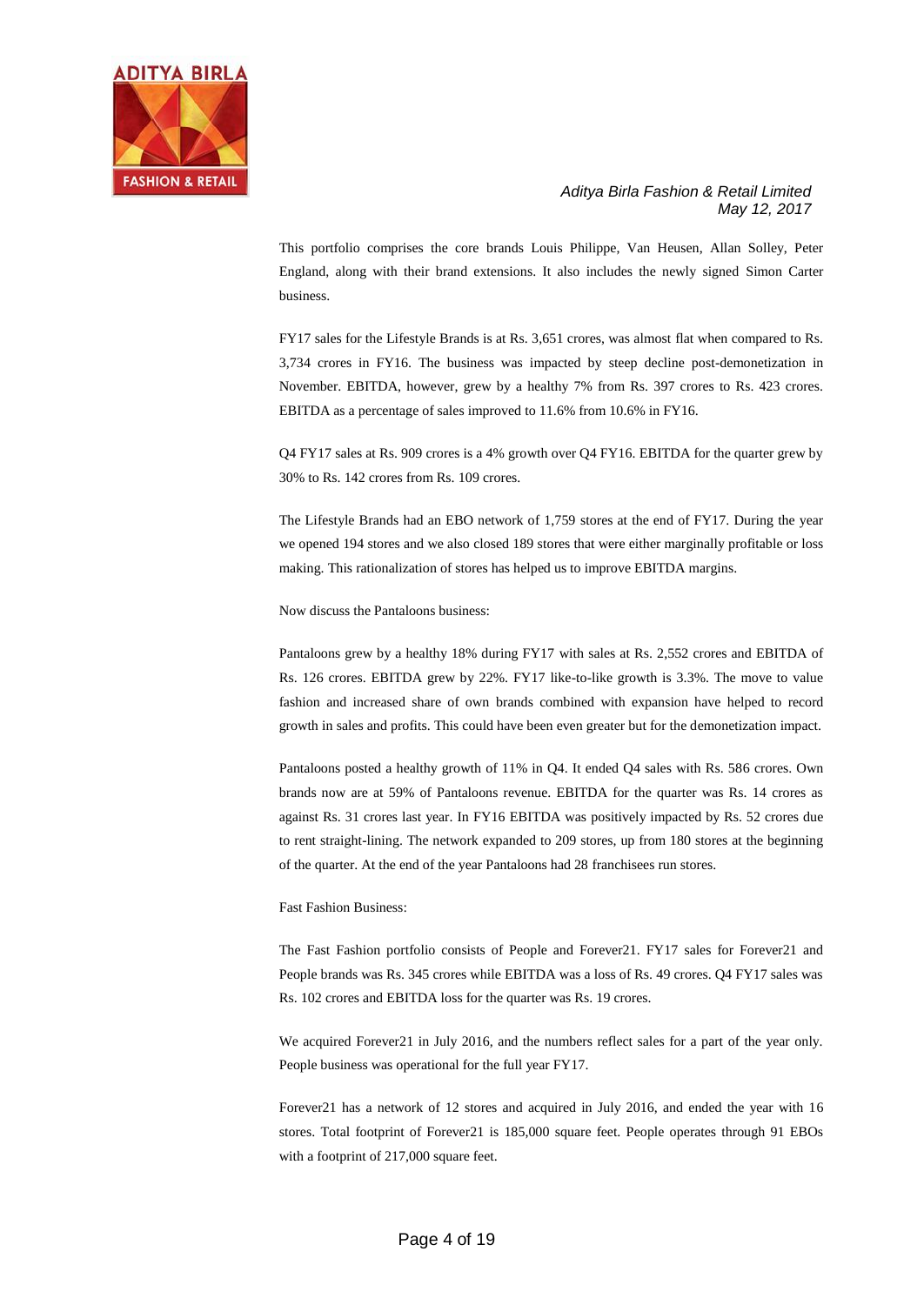This portfolio comprises the core brands Louis Philippe, Van Heusen, Allan Solley, Peter England, along with their brand extensions. It also includes the newly signed Simon Carter business.

FY17 sales for the Lifestyle Brands is at Rs. 3,651 crores, was almost flat when compared to Rs. 3,734 crores in FY16. The business was impacted by steep decline post-demonetization in November. EBITDA, however, grew by a healthy 7% from Rs. 397 crores to Rs. 423 crores. EBITDA as a percentage of sales improved to 11.6% from 10.6% in FY16.

Q4 FY17 sales at Rs. 909 crores is a 4% growth over Q4 FY16. EBITDA for the quarter grew by 30% to Rs. 142 crores from Rs. 109 crores.

The Lifestyle Brands had an EBO network of 1,759 stores at the end of FY17. During the year we opened 194 stores and we also closed 189 stores that were either marginally profitable or loss making. This rationalization of stores has helped us to improve EBITDA margins.

Now discuss the Pantaloons business:

Pantaloons grew by a healthy 18% during FY17 with sales at Rs. 2,552 crores and EBITDA of Rs. 126 crores. EBITDA grew by 22%. FY17 like-to-like growth is 3.3%. The move to value fashion and increased share of own brands combined with expansion have helped to record growth in sales and profits. This could have been even greater but for the demonetization impact.

Pantaloons posted a healthy growth of 11% in Q4. It ended Q4 sales with Rs. 586 crores. Own brands now are at 59% of Pantaloons revenue. EBITDA for the quarter was Rs. 14 crores as against Rs. 31 crores last year. In FY16 EBITDA was positively impacted by Rs. 52 crores due to rent straight-lining. The network expanded to 209 stores, up from 180 stores at the beginning of the quarter. At the end of the year Pantaloons had 28 franchisees run stores.

Fast Fashion Business:

The Fast Fashion portfolio consists of People and Forever21. FY17 sales for Forever21 and People brands was Rs. 345 crores while EBITDA was a loss of Rs. 49 crores. Q4 FY17 sales was Rs. 102 crores and EBITDA loss for the quarter was Rs. 19 crores.

We acquired Forever21 in July 2016, and the numbers reflect sales for a part of the year only. People business was operational for the full year FY17.

Forever21 has a network of 12 stores and acquired in July 2016, and ended the year with 16 stores. Total footprint of Forever21 is 185,000 square feet. People operates through 91 EBOs with a footprint of 217,000 square feet.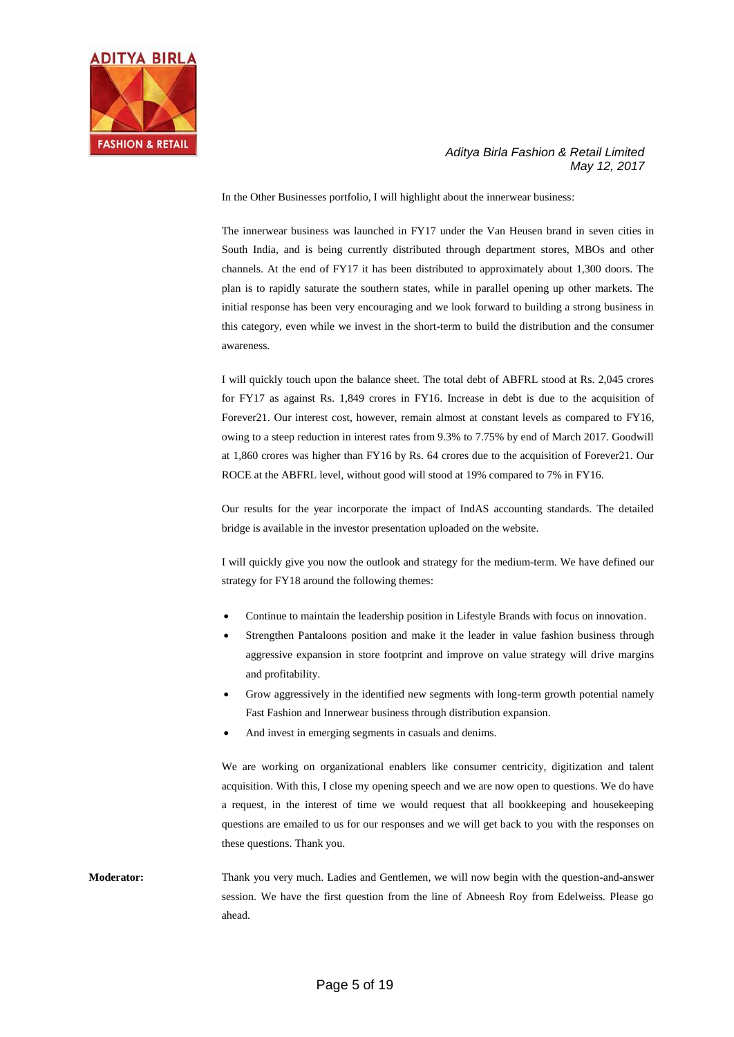In the Other Businesses portfolio, I will highlight about the innerwear business:

The innerwear business was launched in FY17 under the Van Heusen brand in seven cities in South India, and is being currently distributed through department stores, MBOs and other channels. At the end of FY17 it has been distributed to approximately about 1,300 doors. The plan is to rapidly saturate the southern states, while in parallel opening up other markets. The initial response has been very encouraging and we look forward to building a strong business in this category, even while we invest in the short-term to build the distribution and the consumer awareness.

I will quickly touch upon the balance sheet. The total debt of ABFRL stood at Rs. 2,045 crores for FY17 as against Rs. 1,849 crores in FY16. Increase in debt is due to the acquisition of Forever21. Our interest cost, however, remain almost at constant levels as compared to FY16, owing to a steep reduction in interest rates from 9.3% to 7.75% by end of March 2017. Goodwill at 1,860 crores was higher than FY16 by Rs. 64 crores due to the acquisition of Forever21. Our ROCE at the ABFRL level, without good will stood at 19% compared to 7% in FY16.

Our results for the year incorporate the impact of IndAS accounting standards. The detailed bridge is available in the investor presentation uploaded on the website.

I will quickly give you now the outlook and strategy for the medium-term. We have defined our strategy for FY18 around the following themes:

- Continue to maintain the leadership position in Lifestyle Brands with focus on innovation.
- Strengthen Pantaloons position and make it the leader in value fashion business through aggressive expansion in store footprint and improve on value strategy will drive margins and profitability.
- Grow aggressively in the identified new segments with long-term growth potential namely Fast Fashion and Innerwear business through distribution expansion.
- And invest in emerging segments in casuals and denims.

We are working on organizational enablers like consumer centricity, digitization and talent acquisition. With this, I close my opening speech and we are now open to questions. We do have a request, in the interest of time we would request that all bookkeeping and housekeeping questions are emailed to us for our responses and we will get back to you with the responses on these questions. Thank you.

**Moderator:** Thank you very much. Ladies and Gentlemen, we will now begin with the question-and-answer session. We have the first question from the line of Abneesh Roy from Edelweiss. Please go ahead.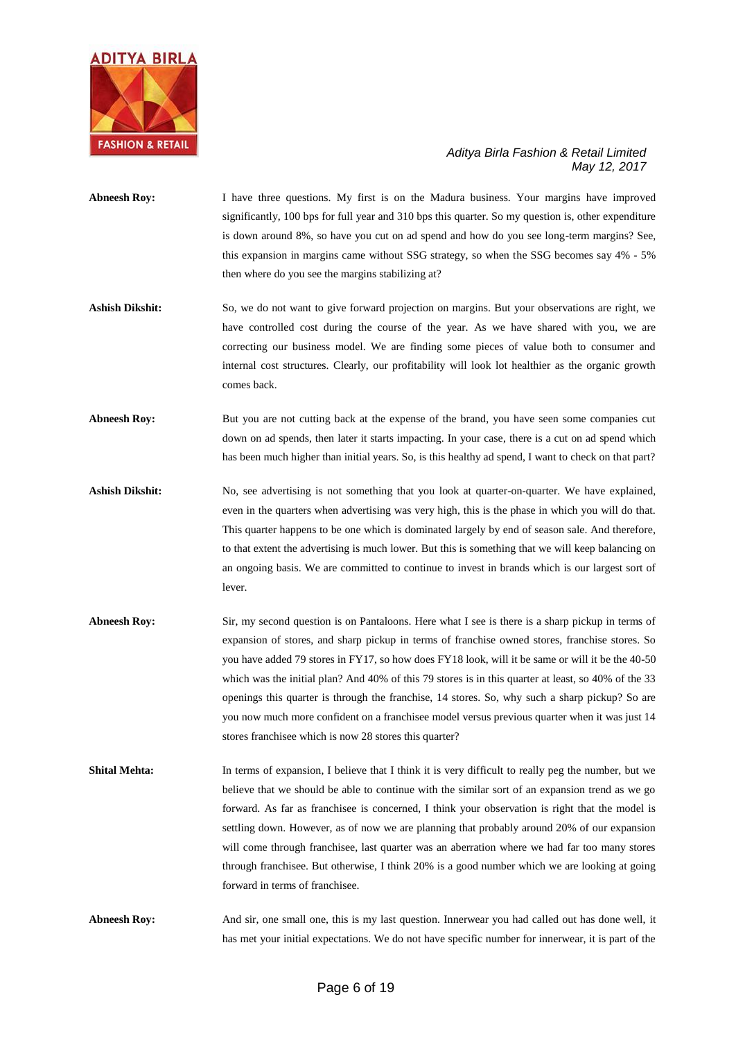**Abneesh Roy:** I have three questions. My first is on the Madura business. Your margins have improved significantly, 100 bps for full year and 310 bps this quarter. So my question is, other expenditure is down around 8%, so have you cut on ad spend and how do you see long-term margins? See, this expansion in margins came without SSG strategy, so when the SSG becomes say 4% - 5% then where do you see the margins stabilizing at?

**Ashish Dikshit:** So, we do not want to give forward projection on margins. But your observations are right, we have controlled cost during the course of the year. As we have shared with you, we are correcting our business model. We are finding some pieces of value both to consumer and internal cost structures. Clearly, our profitability will look lot healthier as the organic growth comes back.

**Abneesh Roy:** But you are not cutting back at the expense of the brand, you have seen some companies cut down on ad spends, then later it starts impacting. In your case, there is a cut on ad spend which has been much higher than initial years. So, is this healthy ad spend, I want to check on that part?

**Ashish Dikshit:** No, see advertising is not something that you look at quarter-on-quarter. We have explained, even in the quarters when advertising was very high, this is the phase in which you will do that. This quarter happens to be one which is dominated largely by end of season sale. And therefore, to that extent the advertising is much lower. But this is something that we will keep balancing on an ongoing basis. We are committed to continue to invest in brands which is our largest sort of lever.

**Abneesh Roy:** Sir, my second question is on Pantaloons. Here what I see is there is a sharp pickup in terms of expansion of stores, and sharp pickup in terms of franchise owned stores, franchise stores. So you have added 79 stores in FY17, so how does FY18 look, will it be same or will it be the 40-50 which was the initial plan? And 40% of this 79 stores is in this quarter at least, so 40% of the 33 openings this quarter is through the franchise, 14 stores. So, why such a sharp pickup? So are you now much more confident on a franchisee model versus previous quarter when it was just 14 stores franchisee which is now 28 stores this quarter?

**Shital Mehta:** In terms of expansion, I believe that I think it is very difficult to really peg the number, but we believe that we should be able to continue with the similar sort of an expansion trend as we go forward. As far as franchisee is concerned, I think your observation is right that the model is settling down. However, as of now we are planning that probably around 20% of our expansion will come through franchisee, last quarter was an aberration where we had far too many stores through franchisee. But otherwise, I think 20% is a good number which we are looking at going forward in terms of franchisee.

**Abneesh Roy:** And sir, one small one, this is my last question. Innerwear you had called out has done well, it has met your initial expectations. We do not have specific number for innerwear, it is part of the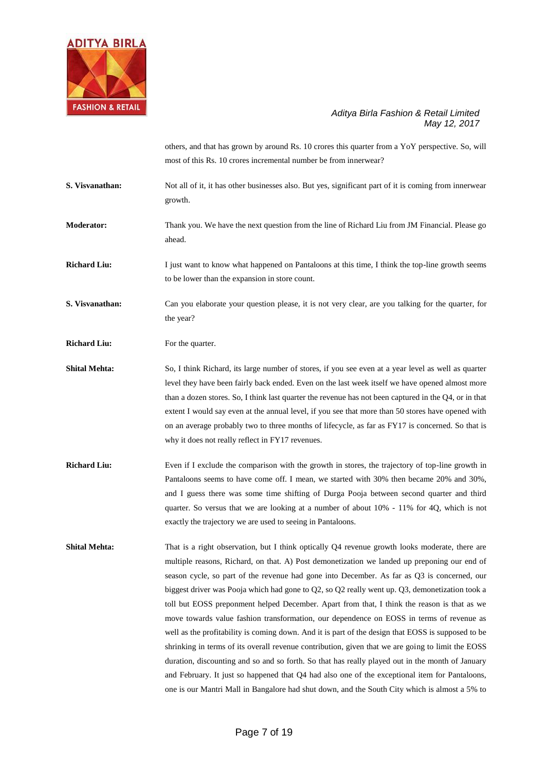others, and that has grown by around Rs. 10 crores this quarter from a YoY perspective. So, will most of this Rs. 10 crores incremental number be from innerwear?

**S. Visvanathan:** Not all of it, it has other businesses also. But yes, significant part of it is coming from innerwear growth.

**Moderator:** Thank you. We have the next question from the line of Richard Liu from JM Financial. Please go ahead.

**Richard Liu:** I just want to know what happened on Pantaloons at this time, I think the top-line growth seems to be lower than the expansion in store count.

**S. Visvanathan:** Can you elaborate your question please, it is not very clear, are you talking for the quarter, for the year?

**Richard Liu:** For the quarter.

**Shital Mehta:** So, I think Richard, its large number of stores, if you see even at a year level as well as quarter level they have been fairly back ended. Even on the last week itself we have opened almost more than a dozen stores. So, I think last quarter the revenue has not been captured in the Q4, or in that extent I would say even at the annual level, if you see that more than 50 stores have opened with on an average probably two to three months of lifecycle, as far as FY17 is concerned. So that is why it does not really reflect in FY17 revenues.

**Richard Liu:** Even if I exclude the comparison with the growth in stores, the trajectory of top-line growth in Pantaloons seems to have come off. I mean, we started with 30% then became 20% and 30%, and I guess there was some time shifting of Durga Pooja between second quarter and third quarter. So versus that we are looking at a number of about 10% - 11% for 4Q, which is not exactly the trajectory we are used to seeing in Pantaloons.

**Shital Mehta:** That is a right observation, but I think optically Q4 revenue growth looks moderate, there are multiple reasons, Richard, on that. A) Post demonetization we landed up preponing our end of season cycle, so part of the revenue had gone into December. As far as Q3 is concerned, our biggest driver was Pooja which had gone to Q2, so Q2 really went up. Q3, demonetization took a toll but EOSS preponment helped December. Apart from that, I think the reason is that as we move towards value fashion transformation, our dependence on EOSS in terms of revenue as well as the profitability is coming down. And it is part of the design that EOSS is supposed to be shrinking in terms of its overall revenue contribution, given that we are going to limit the EOSS duration, discounting and so and so forth. So that has really played out in the month of January and February. It just so happened that Q4 had also one of the exceptional item for Pantaloons, one is our Mantri Mall in Bangalore had shut down, and the South City which is almost a 5% to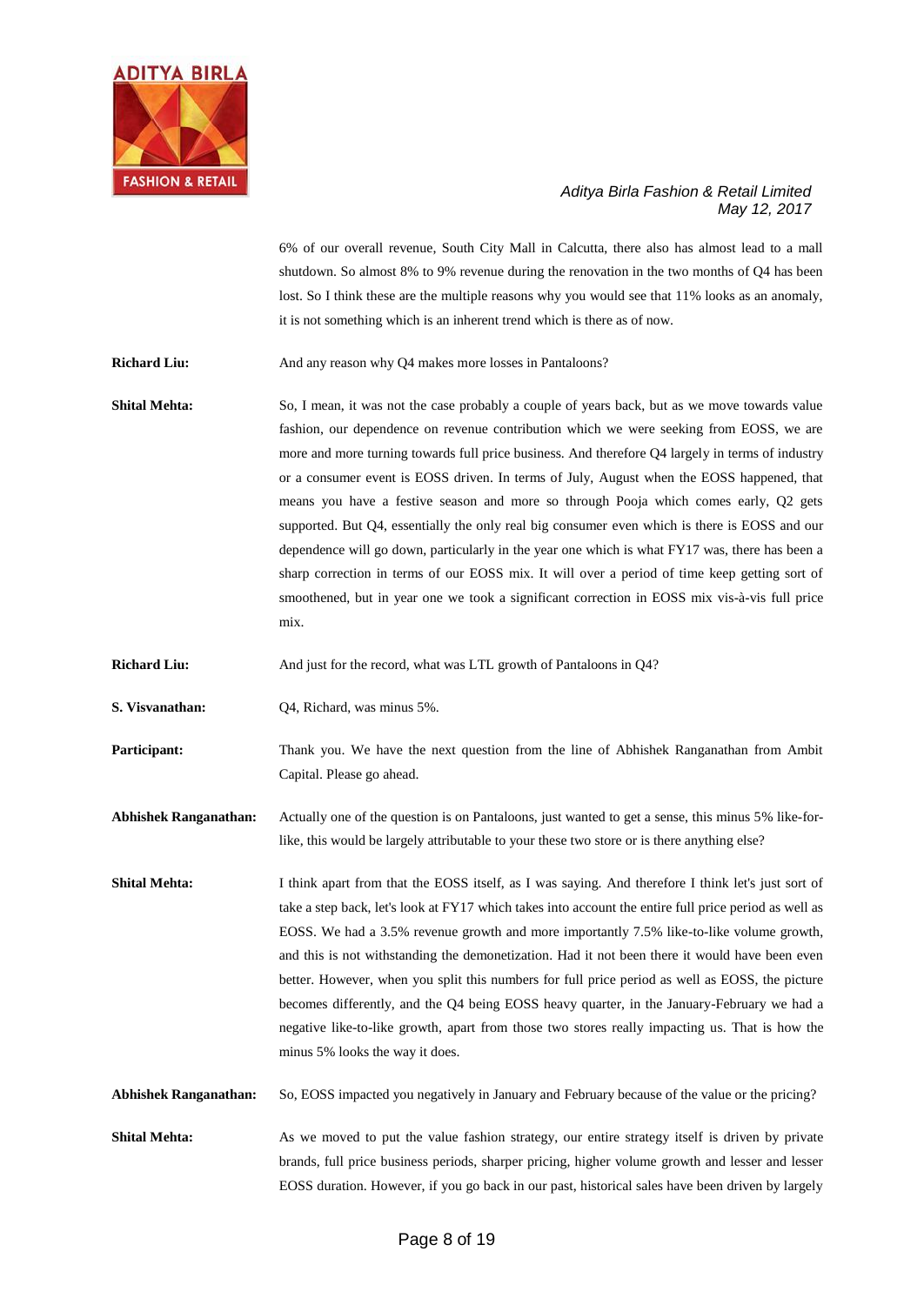6% of our overall revenue, South City Mall in Calcutta, there also has almost lead to a mall shutdown. So almost 8% to 9% revenue during the renovation in the two months of Q4 has been lost. So I think these are the multiple reasons why you would see that 11% looks as an anomaly, it is not something which is an inherent trend which is there as of now.

**Richard Liu:** And any reason why Q4 makes more losses in Pantaloons?

**Shital Mehta:** So, I mean, it was not the case probably a couple of years back, but as we move towards value fashion, our dependence on revenue contribution which we were seeking from EOSS, we are more and more turning towards full price business. And therefore Q4 largely in terms of industry or a consumer event is EOSS driven. In terms of July, August when the EOSS happened, that means you have a festive season and more so through Pooja which comes early, Q2 gets supported. But Q4, essentially the only real big consumer even which is there is EOSS and our dependence will go down, particularly in the year one which is what FY17 was, there has been a sharp correction in terms of our EOSS mix. It will over a period of time keep getting sort of smoothened, but in year one we took a significant correction in EOSS mix vis-à-vis full price mix.

**Richard Liu:** And just for the record, what was LTL growth of Pantaloons in Q4?

**S. Visvanathan:** Q4, Richard, was minus 5%.

**Participant:** Thank you. We have the next question from the line of Abhishek Ranganathan from Ambit Capital. Please go ahead.

**Abhishek Ranganathan:** Actually one of the question is on Pantaloons, just wanted to get a sense, this minus 5% like-for-like, this would be largely attributable to your these two store or is there anything else?

**Shital Mehta:** I think apart from that the EOSS itself, as I was saying. And therefore I think let's just sort of take a step back, let's look at FY17 which takes into account the entire full price period as well as EOSS. We had a 3.5% revenue growth and more importantly 7.5% like-to-like volume growth, and this is not withstanding the demonetization. Had it not been there it would have been even better. However, when you split this numbers for full price period as well as EOSS, the picture becomes differently, and the Q4 being EOSS heavy quarter, in the January-February we had a negative like-to-like growth, apart from those two stores really impacting us. That is how the minus 5% looks the way it does.

**Abhishek Ranganathan:** So, EOSS impacted you negatively in January and February because of the value or the pricing?

**Shital Mehta:** As we moved to put the value fashion strategy, our entire strategy itself is driven by private brands, full price business periods, sharper pricing, higher volume growth and lesser and lesser EOSS duration. However, if you go back in our past, historical sales have been driven by largely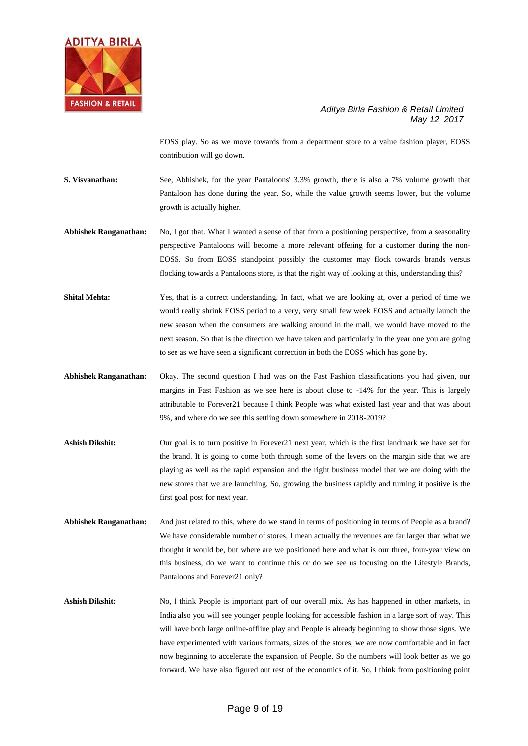EOSS play. So as we move towards from a department store to a value fashion player, EOSS contribution will go down.

**S. Visvanathan:** See, Abhishek, for the year Pantaloons' 3.3% growth, there is also a 7% volume growth that Pantaloon has done during the year. So, while the value growth seems lower, but the volume growth is actually higher.

**Abhishek Ranganathan:** No, I got that. What I wanted a sense of that from a positioning perspective, from a seasonality perspective Pantaloons will become a more relevant offering for a customer during the non-EOSS. So from EOSS standpoint possibly the customer may flock towards brands versus flocking towards a Pantaloons store, is that the right way of looking at this, understanding this?

**Shital Mehta:** Yes, that is a correct understanding. In fact, what we are looking at, over a period of time we would really shrink EOSS period to a very, very small few week EOSS and actually launch the new season when the consumers are walking around in the mall, we would have moved to the next season. So that is the direction we have taken and particularly in the year one you are going to see as we have seen a significant correction in both the EOSS which has gone by.

**Abhishek Ranganathan:** Okay. The second question I had was on the Fast Fashion classifications you had given, our margins in Fast Fashion as we see here is about close to -14% for the year. This is largely attributable to Forever21 because I think People was what existed last year and that was about 9%, and where do we see this settling down somewhere in 2018-2019?

**Ashish Dikshit:** Our goal is to turn positive in Forever21 next year, which is the first landmark we have set for the brand. It is going to come both through some of the levers on the margin side that we are playing as well as the rapid expansion and the right business model that we are doing with the new stores that we are launching. So, growing the business rapidly and turning it positive is the first goal post for next year.

**Abhishek Ranganathan:** And just related to this, where do we stand in terms of positioning in terms of People as a brand? We have considerable number of stores, I mean actually the revenues are far larger than what we thought it would be, but where are we positioned here and what is our three, four-year view on this business, do we want to continue this or do we see us focusing on the Lifestyle Brands, Pantaloons and Forever21 only?

**Ashish Dikshit:** No, I think People is important part of our overall mix. As has happened in other markets, in India also you will see younger people looking for accessible fashion in a large sort of way. This will have both large online-offline play and People is already beginning to show those signs. We have experimented with various formats, sizes of the stores, we are now comfortable and in fact now beginning to accelerate the expansion of People. So the numbers will look better as we go forward. We have also figured out rest of the economics of it. So, I think from positioning point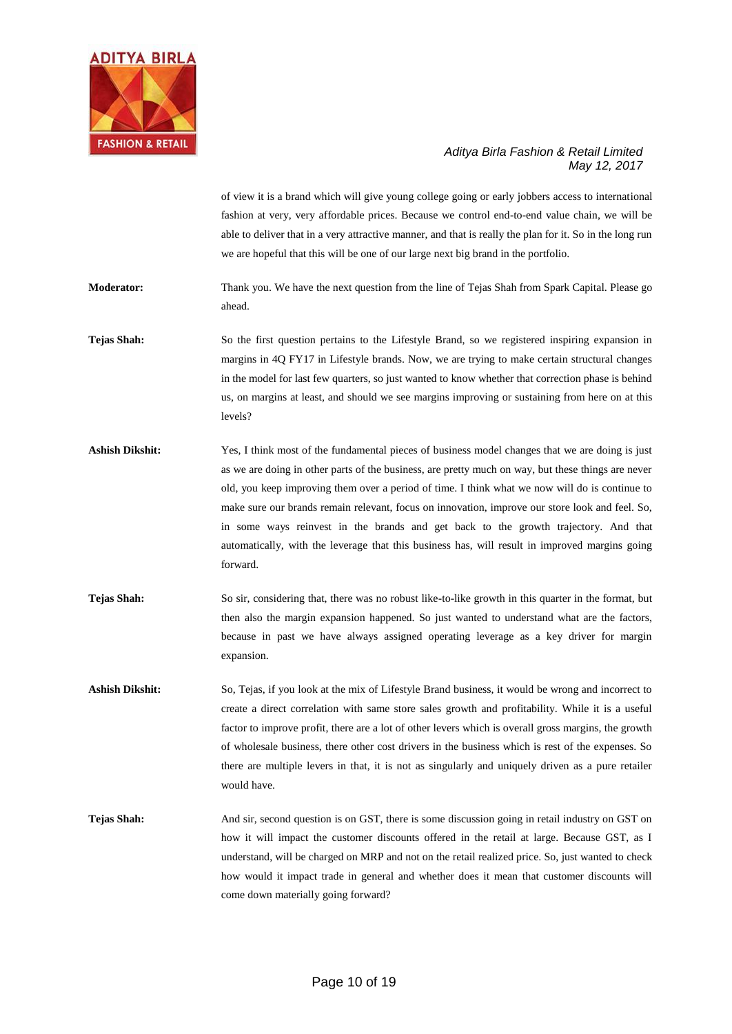of view it is a brand which will give young college going or early jobbers access to international fashion at very, very affordable prices. Because we control end-to-end value chain, we will be able to deliver that in a very attractive manner, and that is really the plan for it. So in the long run we are hopeful that this will be one of our large next big brand in the portfolio.

**Moderator:** Thank you. We have the next question from the line of Tejas Shah from Spark Capital. Please go ahead.

**Tejas Shah:** So the first question pertains to the Lifestyle Brand, so we registered inspiring expansion in margins in 4Q FY17 in Lifestyle brands. Now, we are trying to make certain structural changes in the model for last few quarters, so just wanted to know whether that correction phase is behind us, on margins at least, and should we see margins improving or sustaining from here on at this levels?

**Ashish Dikshit:** Yes, I think most of the fundamental pieces of business model changes that we are doing is just as we are doing in other parts of the business, are pretty much on way, but these things are never old, you keep improving them over a period of time. I think what we now will do is continue to make sure our brands remain relevant, focus on innovation, improve our store look and feel. So, in some ways reinvest in the brands and get back to the growth trajectory. And that automatically, with the leverage that this business has, will result in improved margins going forward.

**Tejas Shah:** So sir, considering that, there was no robust like-to-like growth in this quarter in the format, but then also the margin expansion happened. So just wanted to understand what are the factors, because in past we have always assigned operating leverage as a key driver for margin expansion.

**Ashish Dikshit:** So, Tejas, if you look at the mix of Lifestyle Brand business, it would be wrong and incorrect to create a direct correlation with same store sales growth and profitability. While it is a useful factor to improve profit, there are a lot of other levers which is overall gross margins, the growth of wholesale business, there other cost drivers in the business which is rest of the expenses. So there are multiple levers in that, it is not as singularly and uniquely driven as a pure retailer would have.

**Tejas Shah:** And sir, second question is on GST, there is some discussion going in retail industry on GST on how it will impact the customer discounts offered in the retail at large. Because GST, as I understand, will be charged on MRP and not on the retail realized price. So, just wanted to check how would it impact trade in general and whether does it mean that customer discounts will come down materially going forward?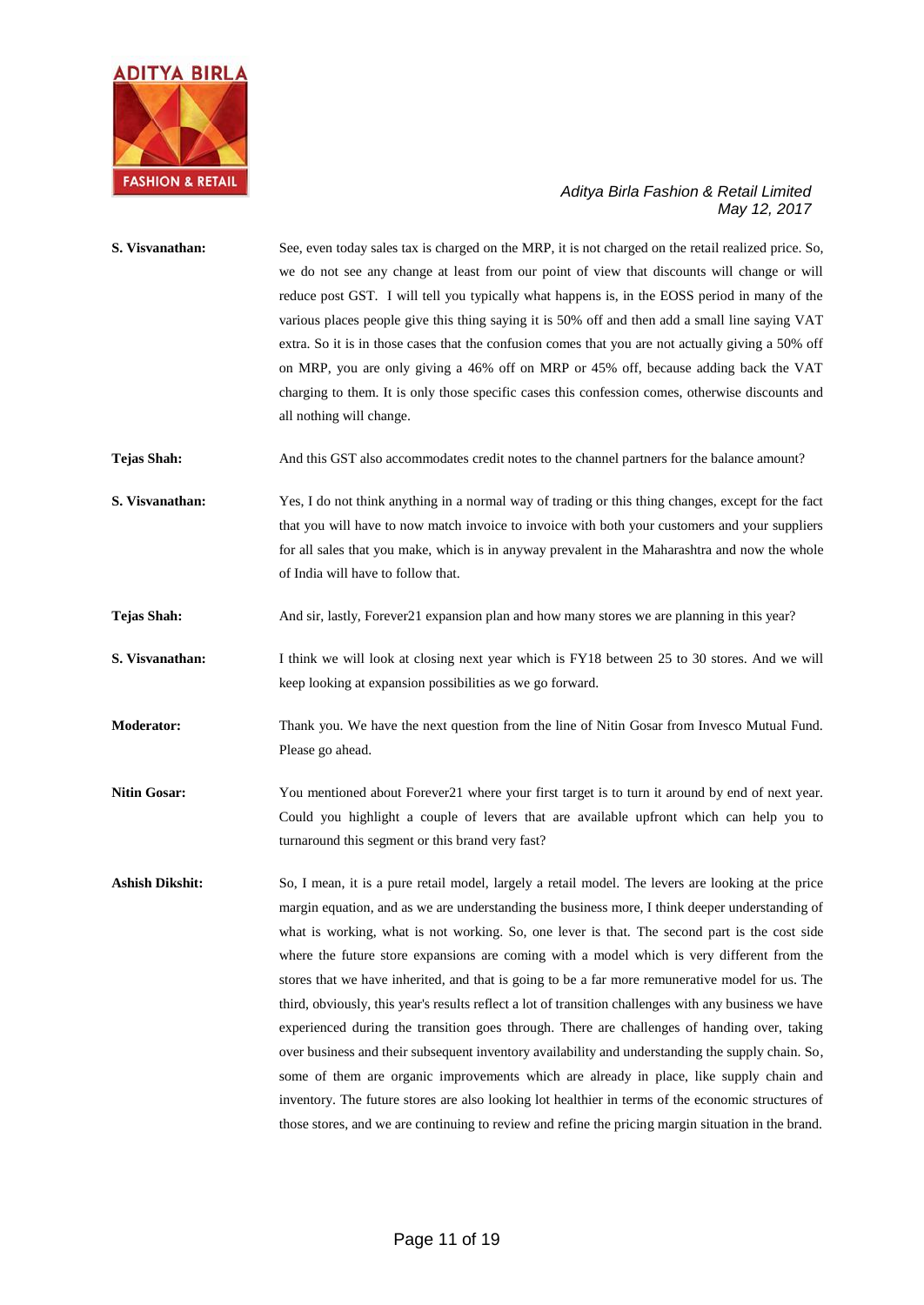**S. Visvanathan:** See, even today sales tax is charged on the MRP, it is not charged on the retail realized price. So, we do not see any change at least from our point of view that discounts will change or will reduce post GST. I will tell you typically what happens is, in the EOSS period in many of the various places people give this thing saying it is 50% off and then add a small line saying VAT extra. So it is in those cases that the confusion comes that you are not actually giving a 50% off on MRP, you are only giving a 46% off on MRP or 45% off, because adding back the VAT charging to them. It is only those specific cases this confession comes, otherwise discounts and all nothing will change.

**Tejas Shah:** And this GST also accommodates credit notes to the channel partners for the balance amount?

**S. Visvanathan:** Yes, I do not think anything in a normal way of trading or this thing changes, except for the fact that you will have to now match invoice to invoice with both your customers and your suppliers for all sales that you make, which is in anyway prevalent in the Maharashtra and now the whole of India will have to follow that.

**Tejas Shah:** And sir, lastly, Forever21 expansion plan and how many stores we are planning in this year?

**S. Visvanathan:** I think we will look at closing next year which is FY18 between 25 to 30 stores. And we will keep looking at expansion possibilities as we go forward.

**Moderator:** Thank you. We have the next question from the line of Nitin Gosar from Invesco Mutual Fund. Please go ahead.

**Nitin Gosar:** You mentioned about Forever21 where your first target is to turn it around by end of next year. Could you highlight a couple of levers that are available upfront which can help you to turnaround this segment or this brand very fast?

**Ashish Dikshit:** So, I mean, it is a pure retail model, largely a retail model. The levers are looking at the price margin equation, and as we are understanding the business more, I think deeper understanding of what is working, what is not working. So, one lever is that. The second part is the cost side where the future store expansions are coming with a model which is very different from the stores that we have inherited, and that is going to be a far more remunerative model for us. The third, obviously, this year's results reflect a lot of transition challenges with any business we have experienced during the transition goes through. There are challenges of handing over, taking over business and their subsequent inventory availability and understanding the supply chain. So, some of them are organic improvements which are already in place, like supply chain and inventory. The future stores are also looking lot healthier in terms of the economic structures of those stores, and we are continuing to review and refine the pricing margin situation in the brand.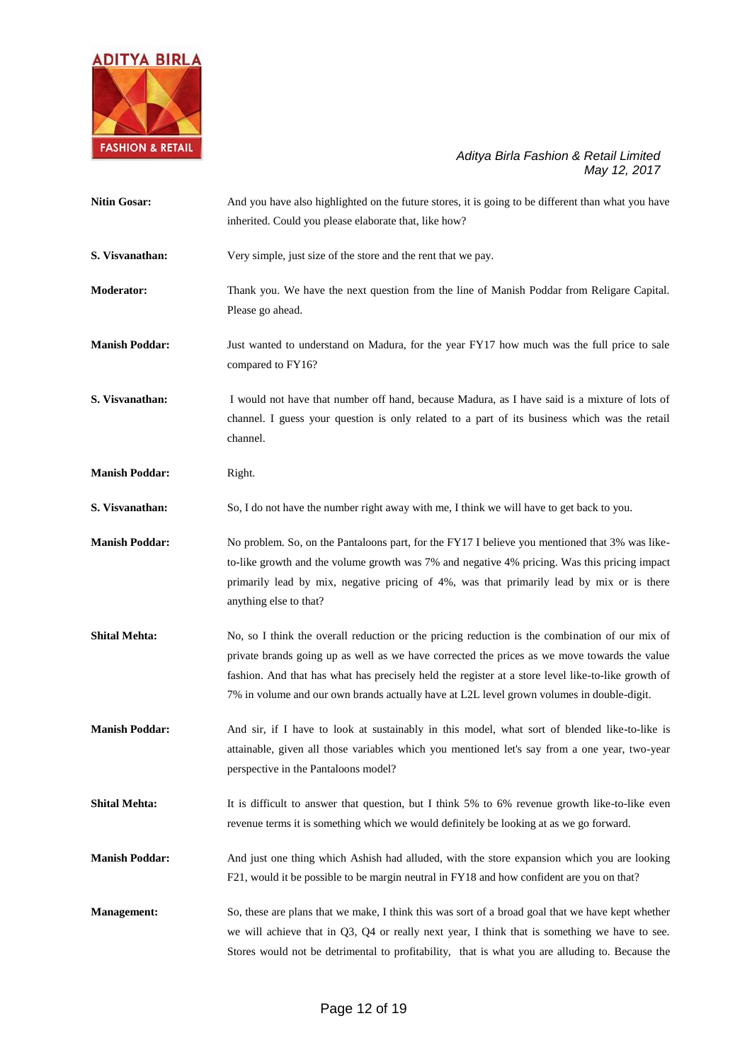**Nitin Gosar:** And you have also highlighted on the future stores, it is going to be different than what you have inherited. Could you please elaborate that, like how?

**S. Visvanathan:** Very simple, just size of the store and the rent that we pay.

**Moderator:** Thank you. We have the next question from the line of Manish Poddar from Religare Capital. Please go ahead.

**Manish Poddar:** Just wanted to understand on Madura, for the year FY17 how much was the full price to sale compared to FY16?

**S. Visvanathan:** I would not have that number off hand, because Madura, as I have said is a mixture of lots of channel. I guess your question is only related to a part of its business which was the retail channel.

**Manish Poddar:** Right.

**S. Visvanathan:** So, I do not have the number right away with me, I think we will have to get back to you.

**Manish Poddar:** No problem. So, on the Pantaloons part, for the FY17 I believe you mentioned that 3% was like-to-like growth and the volume growth was 7% and negative 4% pricing. Was this pricing impact primarily lead by mix, negative pricing of 4%, was that primarily lead by mix or is there anything else to that?

**Shital Mehta:** No, so I think the overall reduction or the pricing reduction is the combination of our mix of private brands going up as well as we have corrected the prices as we move towards the value fashion. And that has what has precisely held the register at a store level like-to-like growth of 7% in volume and our own brands actually have at L2L level grown volumes in double-digit.

**Manish Poddar:** And sir, if I have to look at sustainably in this model, what sort of blended like-to-like is attainable, given all those variables which you mentioned let's say from a one year, two-year perspective in the Pantaloons model?

**Shital Mehta:** It is difficult to answer that question, but I think 5% to 6% revenue growth like-to-like even revenue terms it is something which we would definitely be looking at as we go forward.

**Manish Poddar:** And just one thing which Ashish had alluded, with the store expansion which you are looking F21, would it be possible to be margin neutral in FY18 and how confident are you on that?

**Management:** So, these are plans that we make, I think this was sort of a broad goal that we have kept whether we will achieve that in Q3, Q4 or really next year, I think that is something we have to see. Stores would not be detrimental to profitability, that is what you are alluding to. Because the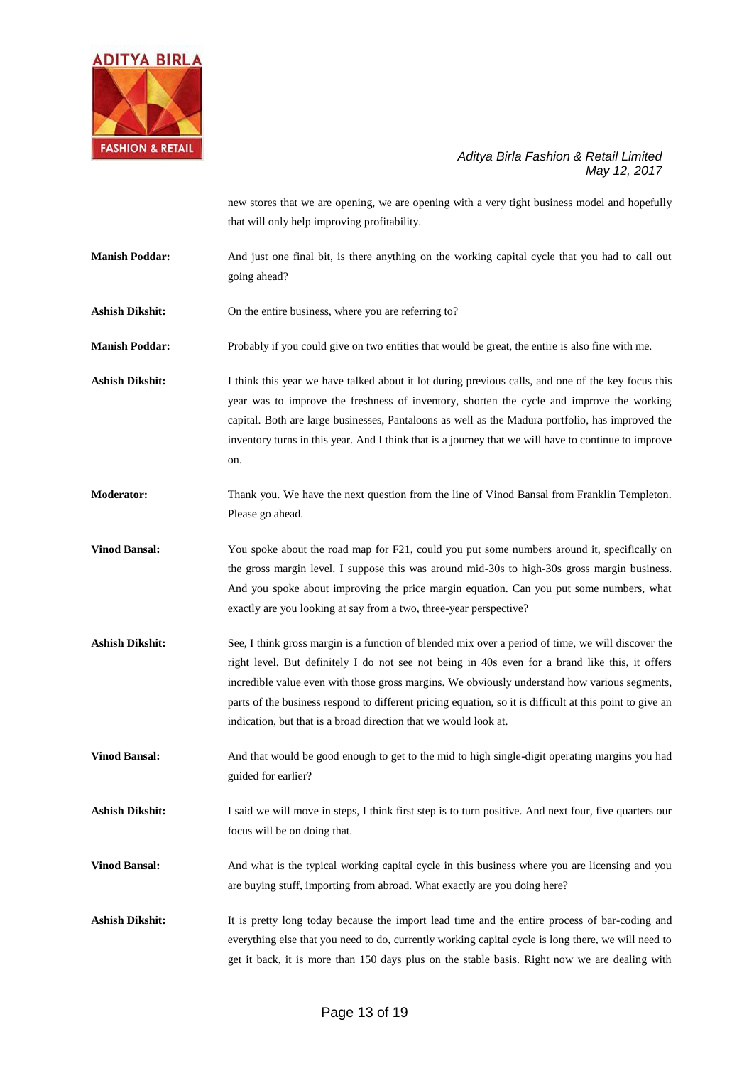new stores that we are opening, we are opening with a very tight business model and hopefully that will only help improving profitability.

**Manish Poddar:** And just one final bit, is there anything on the working capital cycle that you had to call out going ahead?

**Ashish Dikshit:** On the entire business, where you are referring to?

**Manish Poddar:** Probably if you could give on two entities that would be great, the entire is also fine with me.

**Ashish Dikshit:** I think this year we have talked about it lot during previous calls, and one of the key focus this year was to improve the freshness of inventory, shorten the cycle and improve the working capital. Both are large businesses, Pantaloons as well as the Madura portfolio, has improved the inventory turns in this year. And I think that is a journey that we will have to continue to improve on.

**Moderator:** Thank you. We have the next question from the line of Vinod Bansal from Franklin Templeton. Please go ahead.

**Vinod Bansal:** You spoke about the road map for F21, could you put some numbers around it, specifically on the gross margin level. I suppose this was around mid-30s to high-30s gross margin business. And you spoke about improving the price margin equation. Can you put some numbers, what exactly are you looking at say from a two, three-year perspective?

**Ashish Dikshit:** See, I think gross margin is a function of blended mix over a period of time, we will discover the right level. But definitely I do not see not being in 40s even for a brand like this, it offers incredible value even with those gross margins. We obviously understand how various segments, parts of the business respond to different pricing equation, so it is difficult at this point to give an indication, but that is a broad direction that we would look at.

**Vinod Bansal:** And that would be good enough to get to the mid to high single-digit operating margins you had guided for earlier?

**Ashish Dikshit:** I said we will move in steps, I think first step is to turn positive. And next four, five quarters our focus will be on doing that.

**Vinod Bansal:** And what is the typical working capital cycle in this business where you are licensing and you are buying stuff, importing from abroad. What exactly are you doing here?

**Ashish Dikshit:** It is pretty long today because the import lead time and the entire process of bar-coding and everything else that you need to do, currently working capital cycle is long there, we will need to get it back, it is more than 150 days plus on the stable basis. Right now we are dealing with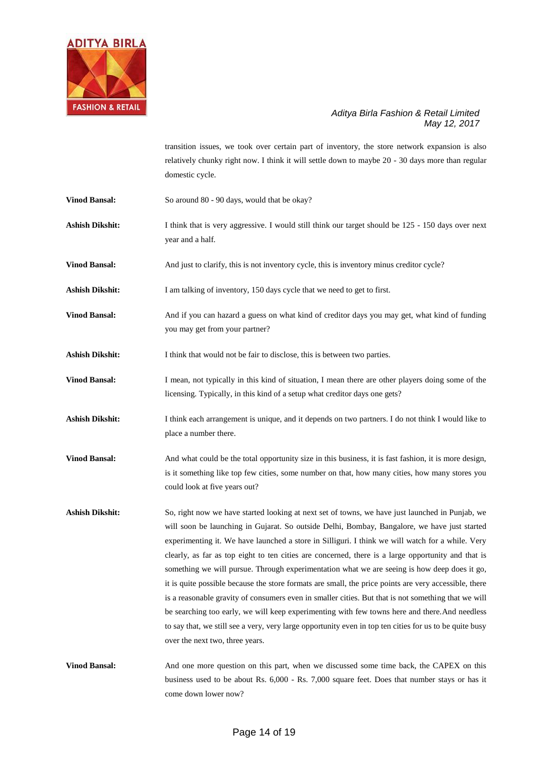transition issues, we took over certain part of inventory, the store network expansion is also relatively chunky right now. I think it will settle down to maybe 20 - 30 days more than regular domestic cycle.

**Vinod Bansal:** So around 80 - 90 days, would that be okay?

**Ashish Dikshit:** I think that is very aggressive. I would still think our target should be 125 - 150 days over next year and a half.

**Vinod Bansal:** And just to clarify, this is not inventory cycle, this is inventory minus creditor cycle?

**Ashish Dikshit:** I am talking of inventory, 150 days cycle that we need to get to first.

**Vinod Bansal:** And if you can hazard a guess on what kind of creditor days you may get, what kind of funding you may get from your partner?

**Ashish Dikshit:** I think that would not be fair to disclose, this is between two parties.

**Vinod Bansal:** I mean, not typically in this kind of situation, I mean there are other players doing some of the licensing. Typically, in this kind of a setup what creditor days one gets?

**Ashish Dikshit:** I think each arrangement is unique, and it depends on two partners. I do not think I would like to place a number there.

**Vinod Bansal:** And what could be the total opportunity size in this business, it is fast fashion, it is more design, is it something like top few cities, some number on that, how many cities, how many stores you could look at five years out?

**Ashish Dikshit:** So, right now we have started looking at next set of towns, we have just launched in Punjab, we will soon be launching in Gujarat. So outside Delhi, Bombay, Bangalore, we have just started experimenting it. We have launched a store in Silliguri. I think we will watch for a while. Very clearly, as far as top eight to ten cities are concerned, there is a large opportunity and that is something we will pursue. Through experimentation what we are seeing is how deep does it go, it is quite possible because the store formats are small, the price points are very accessible, there is a reasonable gravity of consumers even in smaller cities. But that is not something that we will be searching too early, we will keep experimenting with few towns here and there.And needless to say that, we still see a very, very large opportunity even in top ten cities for us to be quite busy over the next two, three years.

**Vinod Bansal:** And one more question on this part, when we discussed some time back, the CAPEX on this business used to be about Rs. 6,000 - Rs. 7,000 square feet. Does that number stays or has it come down lower now?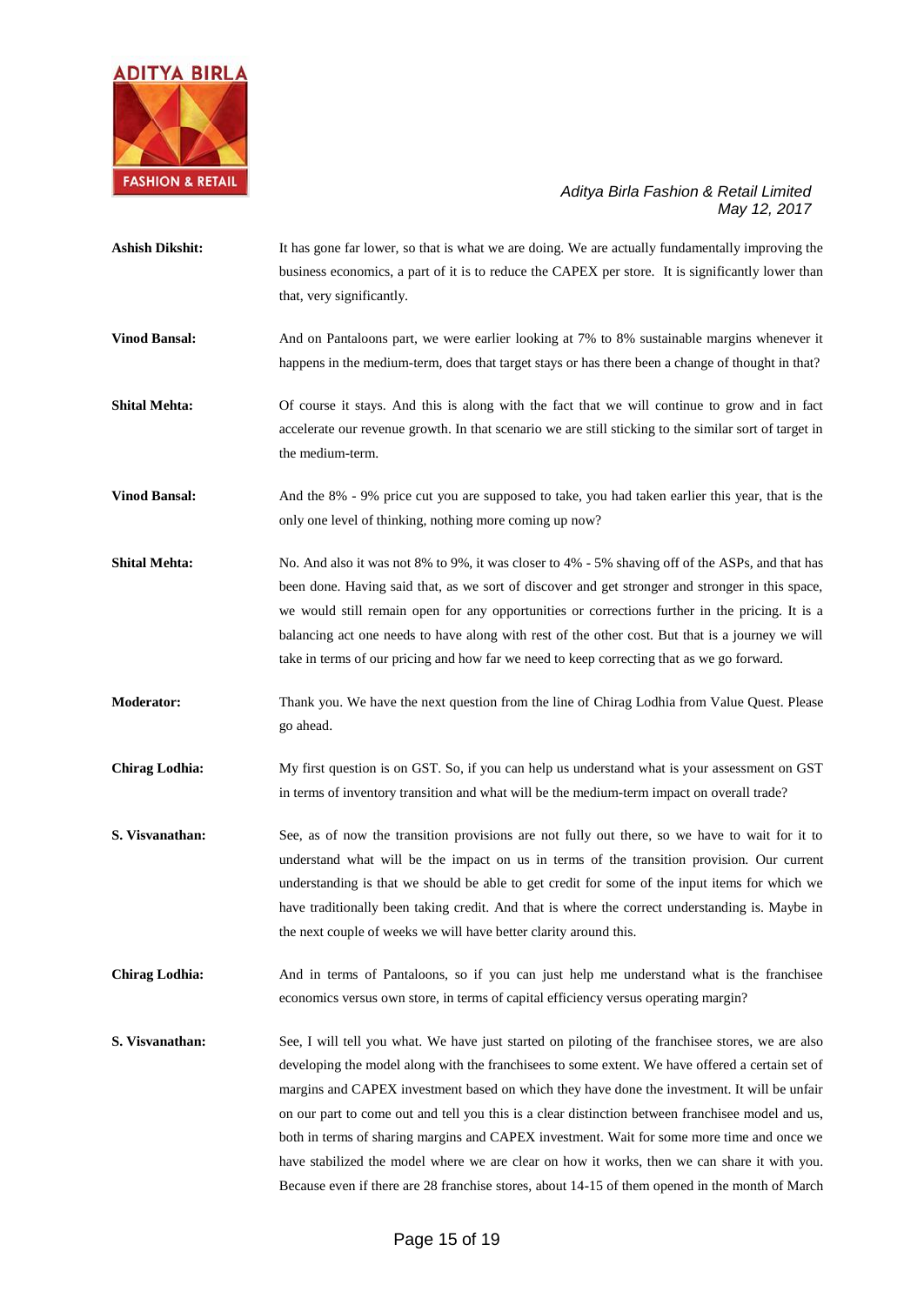**Ashish Dikshit:** It has gone far lower, so that is what we are doing. We are actually fundamentally improving the business economics, a part of it is to reduce the CAPEX per store. It is significantly lower than that, very significantly.

**Vinod Bansal:** And on Pantaloons part, we were earlier looking at 7% to 8% sustainable margins whenever it happens in the medium-term, does that target stays or has there been a change of thought in that?

**Shital Mehta:** Of course it stays. And this is along with the fact that we will continue to grow and in fact accelerate our revenue growth. In that scenario we are still sticking to the similar sort of target in the medium-term.

**Vinod Bansal:** And the 8% - 9% price cut you are supposed to take, you had taken earlier this year, that is the only one level of thinking, nothing more coming up now?

**Shital Mehta:** No. And also it was not 8% to 9%, it was closer to 4% - 5% shaving off of the ASPs, and that has been done. Having said that, as we sort of discover and get stronger and stronger in this space, we would still remain open for any opportunities or corrections further in the pricing. It is a balancing act one needs to have along with rest of the other cost. But that is a journey we will take in terms of our pricing and how far we need to keep correcting that as we go forward.

**Moderator:** Thank you. We have the next question from the line of Chirag Lodhia from Value Quest. Please go ahead.

**Chirag Lodhia:** My first question is on GST. So, if you can help us understand what is your assessment on GST in terms of inventory transition and what will be the medium-term impact on overall trade?

**S. Visvanathan:** See, as of now the transition provisions are not fully out there, so we have to wait for it to understand what will be the impact on us in terms of the transition provision. Our current understanding is that we should be able to get credit for some of the input items for which we have traditionally been taking credit. And that is where the correct understanding is. Maybe in the next couple of weeks we will have better clarity around this.

**Chirag Lodhia:** And in terms of Pantaloons, so if you can just help me understand what is the franchisee economics versus own store, in terms of capital efficiency versus operating margin?

**S. Visvanathan:** See, I will tell you what. We have just started on piloting of the franchisee stores, we are also developing the model along with the franchisees to some extent. We have offered a certain set of margins and CAPEX investment based on which they have done the investment. It will be unfair on our part to come out and tell you this is a clear distinction between franchisee model and us, both in terms of sharing margins and CAPEX investment. Wait for some more time and once we have stabilized the model where we are clear on how it works, then we can share it with you. Because even if there are 28 franchise stores, about 14-15 of them opened in the month of March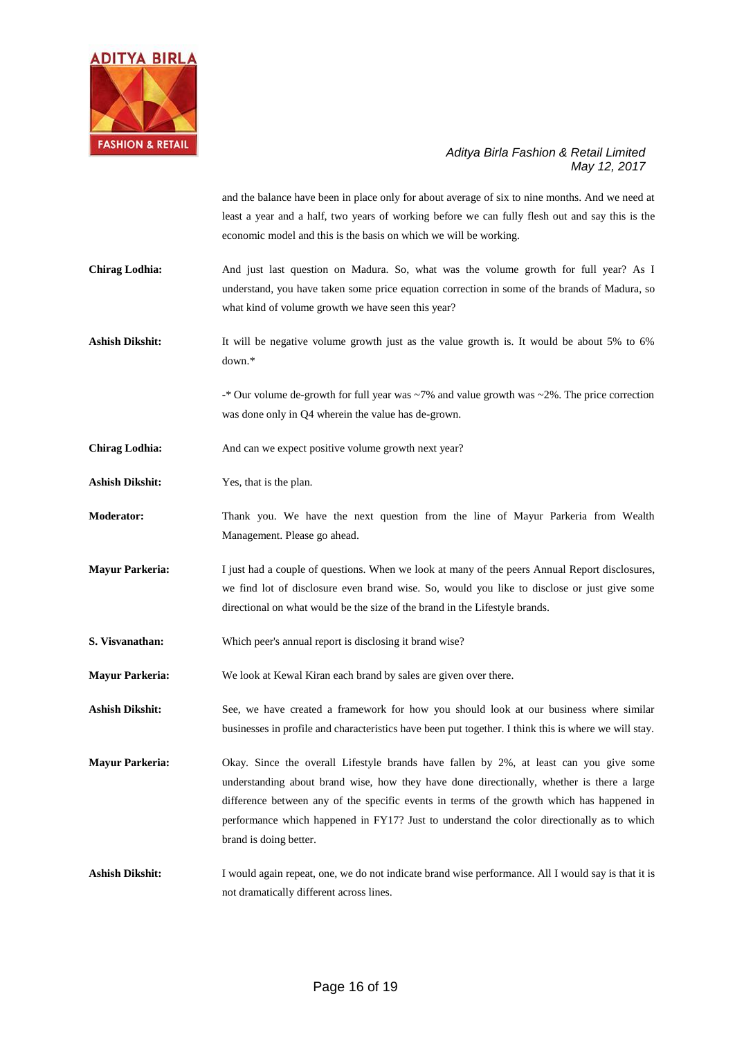and the balance have been in place only for about average of six to nine months. And we need at least a year and a half, two years of working before we can fully flesh out and say this is the economic model and this is the basis on which we will be working.

**Chirag Lodhia:** And just last question on Madura. So, what was the volume growth for full year? As I understand, you have taken some price equation correction in some of the brands of Madura, so what kind of volume growth we have seen this year?

**Ashish Dikshit:** It will be negative volume growth just as the value growth is. It would be about 5% to 6% down.*

-* Our volume de-growth for full year was ~7% and value growth was ~2%. The price correction was done only in Q4 wherein the value has de-grown.

**Chirag Lodhia:** And can we expect positive volume growth next year?

**Ashish Dikshit:** Yes, that is the plan.

**Moderator:** Thank you. We have the next question from the line of Mayur Parkeria from Wealth Management. Please go ahead.

**Mayur Parkeria:** I just had a couple of questions. When we look at many of the peers Annual Report disclosures, we find lot of disclosure even brand wise. So, would you like to disclose or just give some directional on what would be the size of the brand in the Lifestyle brands.

**S. Visvanathan:** Which peer's annual report is disclosing it brand wise?

**Mayur Parkeria:** We look at Kewal Kiran each brand by sales are given over there.

**Ashish Dikshit:** See, we have created a framework for how you should look at our business where similar businesses in profile and characteristics have been put together. I think this is where we will stay.

**Mayur Parkeria:** Okay. Since the overall Lifestyle brands have fallen by 2%, at least can you give some understanding about brand wise, how they have done directionally, whether is there a large difference between any of the specific events in terms of the growth which has happened in performance which happened in FY17? Just to understand the color directionally as to which brand is doing better.

**Ashish Dikshit:** I would again repeat, one, we do not indicate brand wise performance. All I would say is that it is not dramatically different across lines.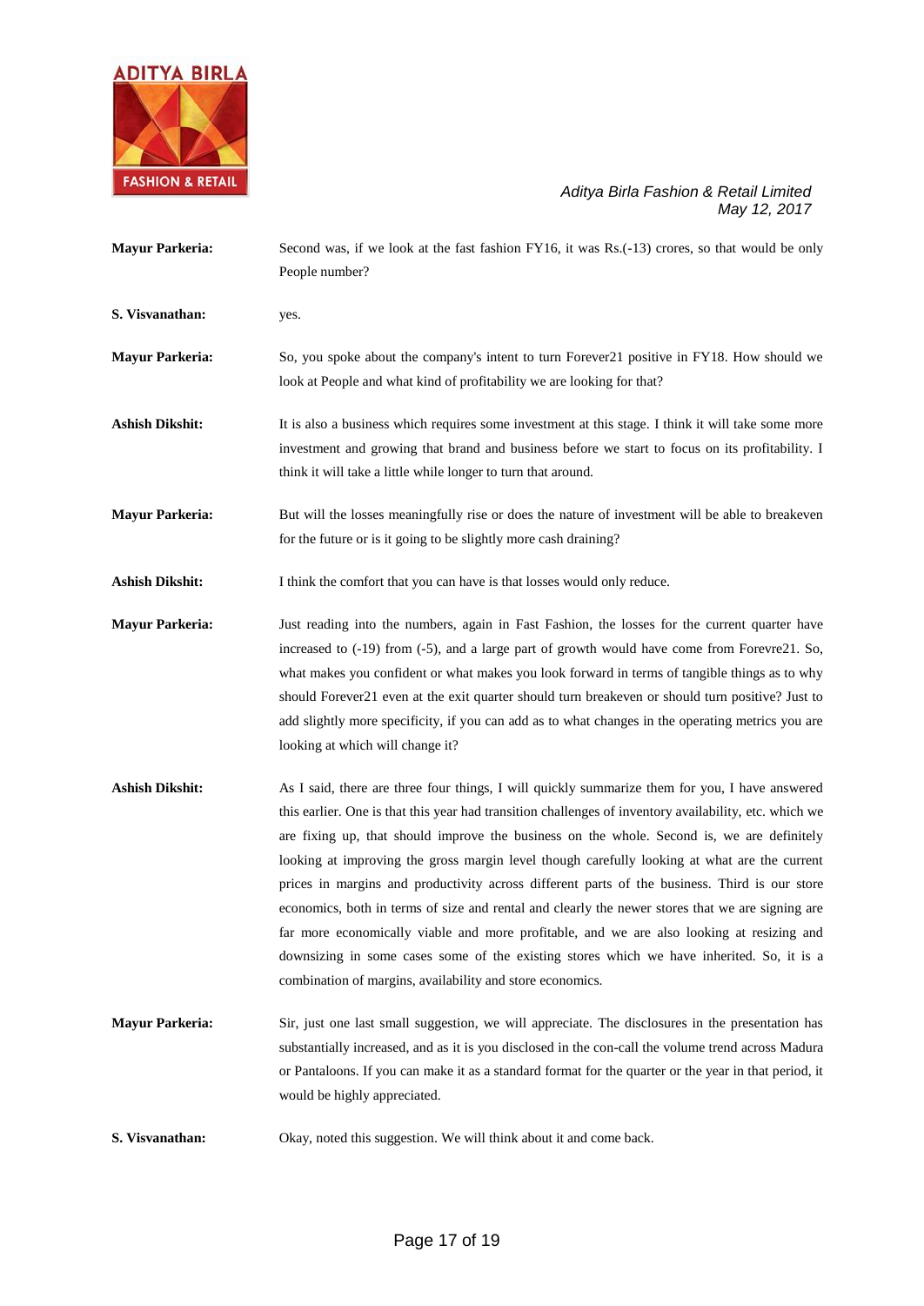**Mayur Parkeria:** Second was, if we look at the fast fashion FY16, it was Rs.(-13) crores, so that would be only People number?

**S. Visvanathan:** yes.

**Mayur Parkeria:** So, you spoke about the company's intent to turn Forever21 positive in FY18. How should we look at People and what kind of profitability we are looking for that?

**Ashish Dikshit:** It is also a business which requires some investment at this stage. I think it will take some more investment and growing that brand and business before we start to focus on its profitability. I think it will take a little while longer to turn that around.

**Mayur Parkeria:** But will the losses meaningfully rise or does the nature of investment will be able to breakeven for the future or is it going to be slightly more cash draining?

**Ashish Dikshit:** I think the comfort that you can have is that losses would only reduce.

**Mayur Parkeria:** Just reading into the numbers, again in Fast Fashion, the losses for the current quarter have increased to (-19) from (-5), and a large part of growth would have come from Forevre21. So, what makes you confident or what makes you look forward in terms of tangible things as to why should Forever21 even at the exit quarter should turn breakeven or should turn positive? Just to add slightly more specificity, if you can add as to what changes in the operating metrics you are looking at which will change it?

**Ashish Dikshit:** As I said, there are three four things, I will quickly summarize them for you, I have answered this earlier. One is that this year had transition challenges of inventory availability, etc. which we are fixing up, that should improve the business on the whole. Second is, we are definitely looking at improving the gross margin level though carefully looking at what are the current prices in margins and productivity across different parts of the business. Third is our store economics, both in terms of size and rental and clearly the newer stores that we are signing are far more economically viable and more profitable, and we are also looking at resizing and downsizing in some cases some of the existing stores which we have inherited. So, it is a combination of margins, availability and store economics.

**Mayur Parkeria:** Sir, just one last small suggestion, we will appreciate. The disclosures in the presentation has substantially increased, and as it is you disclosed in the con-call the volume trend across Madura or Pantaloons. If you can make it as a standard format for the quarter or the year in that period, it would be highly appreciated.

**S. Visvanathan:** Okay, noted this suggestion. We will think about it and come back.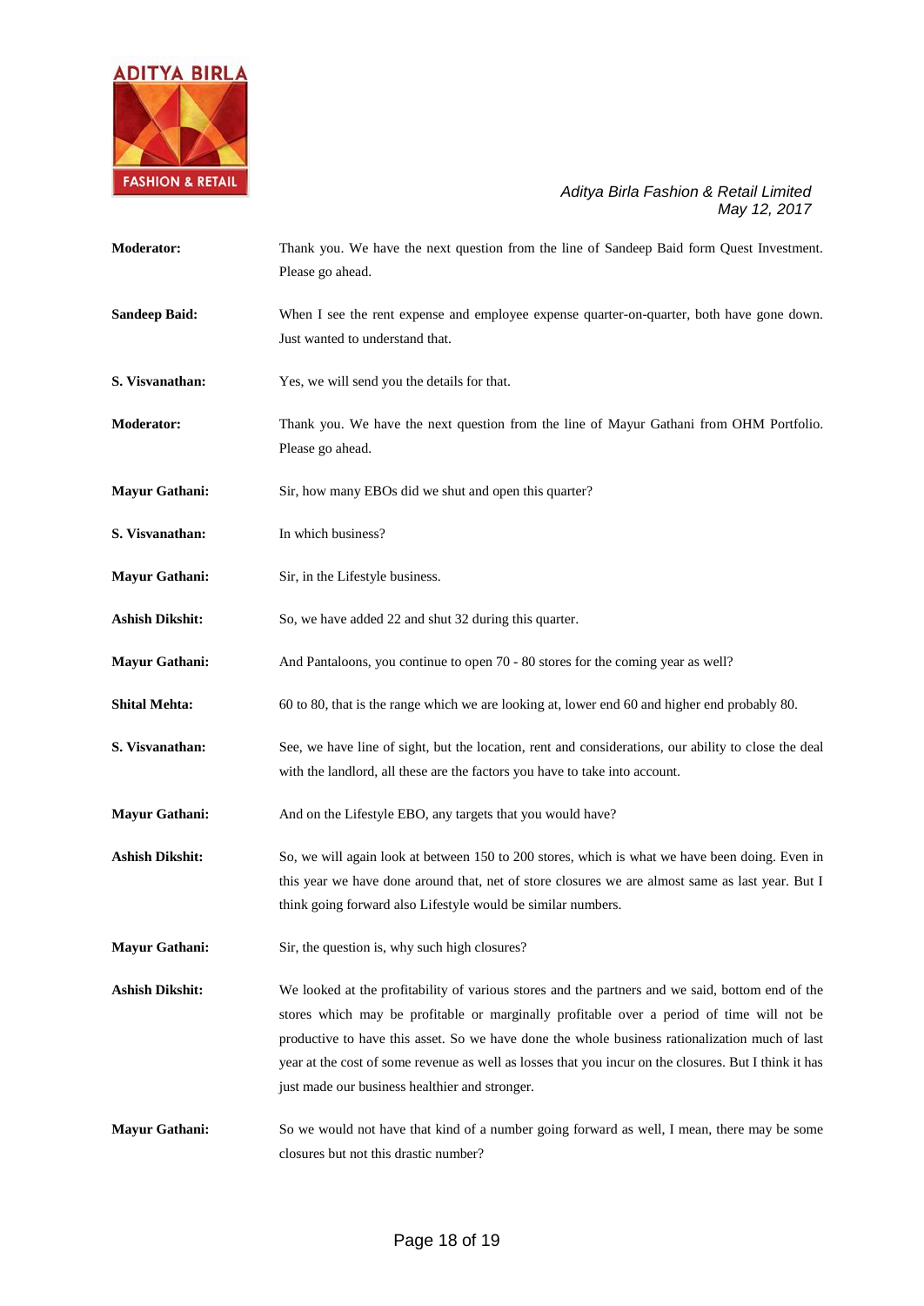**Moderator:** Thank you. We have the next question from the line of Sandeep Baid form Quest Investment. Please go ahead.

**Sandeep Baid:** When I see the rent expense and employee expense quarter-on-quarter, both have gone down. Just wanted to understand that.

**S. Visvanathan:** Yes, we will send you the details for that.

**Moderator:** Thank you. We have the next question from the line of Mayur Gathani from OHM Portfolio. Please go ahead.

**Mayur Gathani:** Sir, how many EBOs did we shut and open this quarter?

**S. Visvanathan:** In which business?

**Mayur Gathani:** Sir, in the Lifestyle business.

**Ashish Dikshit:** So, we have added 22 and shut 32 during this quarter.

**Mayur Gathani:** And Pantaloons, you continue to open 70 - 80 stores for the coming year as well?

**Shital Mehta:** 60 to 80, that is the range which we are looking at, lower end 60 and higher end probably 80.

**S. Visvanathan:** See, we have line of sight, but the location, rent and considerations, our ability to close the deal with the landlord, all these are the factors you have to take into account.

**Mayur Gathani:** And on the Lifestyle EBO, any targets that you would have?

**Ashish Dikshit:** So, we will again look at between 150 to 200 stores, which is what we have been doing. Even in this year we have done around that, net of store closures we are almost same as last year. But I think going forward also Lifestyle would be similar numbers.

**Mayur Gathani:** Sir, the question is, why such high closures?

**Ashish Dikshit:** We looked at the profitability of various stores and the partners and we said, bottom end of the stores which may be profitable or marginally profitable over a period of time will not be productive to have this asset. So we have done the whole business rationalization much of last year at the cost of some revenue as well as losses that you incur on the closures. But I think it has just made our business healthier and stronger.

**Mayur Gathani:** So we would not have that kind of a number going forward as well, I mean, there may be some closures but not this drastic number?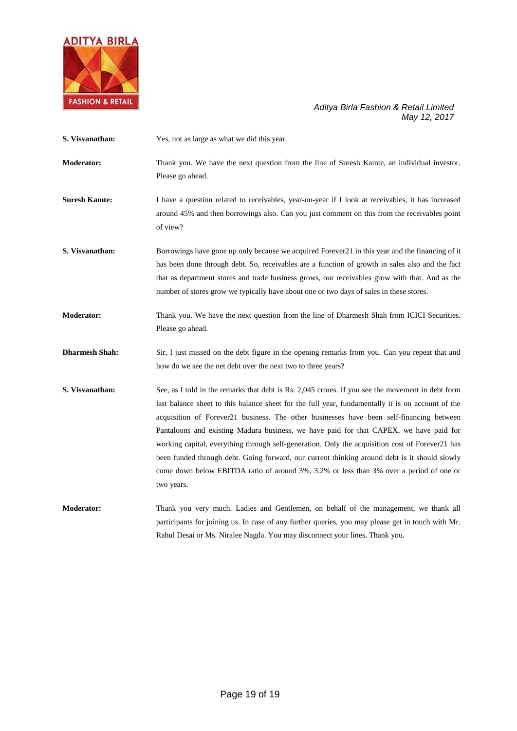**S. Visvanathan:** Yes, not as large as what we did this year.

**Moderator:** Thank you. We have the next question from the line of Suresh Kamte, an individual investor. Please go ahead.

**Suresh Kamte:** I have a question related to receivables, year-on-year if I look at receivables, it has increased around 45% and then borrowings also. Can you just comment on this from the receivables point of view?

**S. Visvanathan:** Borrowings have gone up only because we acquired Forever21 in this year and the financing of it has been done through debt. So, receivables are a function of growth in sales also and the fact that as department stores and trade business grows, our receivables grow with that. And as the number of stores grow we typically have about one or two days of sales in these stores.

**Moderator:** Thank you. We have the next question from the line of Dharmesh Shah from ICICI Securities. Please go ahead.

**Dharmesh Shah:** Sir, I just missed on the debt figure in the opening remarks from you. Can you repeat that and how do we see the net debt over the next two to three years?

**S. Visvanathan:** See, as I told in the remarks that debt is Rs. 2,045 crores. If you see the movement in debt form last balance sheet to this balance sheet for the full year, fundamentally it is on account of the acquisition of Forever21 business. The other businesses have been self-financing between Pantaloons and existing Madura business, we have paid for that CAPEX, we have paid for working capital, everything through self-generation. Only the acquisition cost of Forever21 has been funded through debt. Going forward, our current thinking around debt is it should slowly come down below EBITDA ratio of around 3%, 3.2% or less than 3% over a period of one or two years.

**Moderator:** Thank you very much. Ladies and Gentlemen, on behalf of the management, we thank all participants for joining us. In case of any further queries, you may please get in touch with Mr. Rahul Desai or Ms. Niralee Nagda. You may disconnect your lines. Thank you.